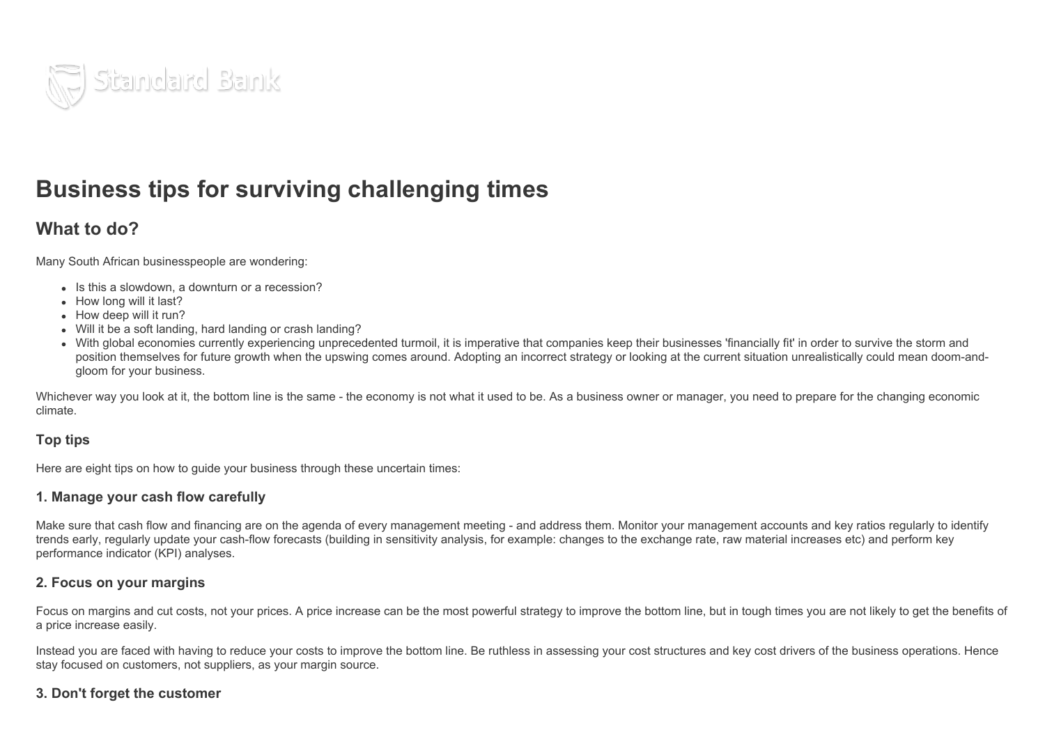# Business tips for surviving challenging times

## What to do?

Many South African businesspeople are wondering:

- Is this a slowdown, a downturn or a recession?
- How long will it last?
- How deep will it run?
- Will it be a soft landing, hard landing or crash landing?
- With global economies currently experiencing unprecedented turmoil, it is imperative that companies keep their businesses 'financially fit' in order to survive the storm and position themselves for future growth when the upswing comes around. Adopting an incorrect strategy or looking at the current situation unrealistically could mean doom-and-gloom for your business.

Whichever way you look at it, the bottom line is the same - the economy is not what it used to be. As a business owner or manager, you need to prepare for the changing economic climate.

### Top tips

Here are eight tips on how to guide your business through these uncertain times:

### 1. Manage your cash flow carefully

Make sure that cash flow and financing are on the agenda of every management meeting - and address them. Monitor your management accounts and key ratios regularly to identify trends early, regularly update your cash-flow forecasts (building in sensitivity analysis, for example: changes to the exchange rate, raw material increases etc) and perform key performance indicator (KPI) analyses.

### 2. Focus on your margins

Focus on margins and cut costs, not your prices. A price increase can be the most powerful strategy to improve the bottom line, but in tough times you are not likely to get the benefits of a price increase easily.

Instead you are faced with having to reduce your costs to improve the bottom line. Be ruthless in assessing your cost structures and key cost drivers of the business operations. Hence stay focused on customers, not suppliers, as your margin source.

### 3. Don't forget the customer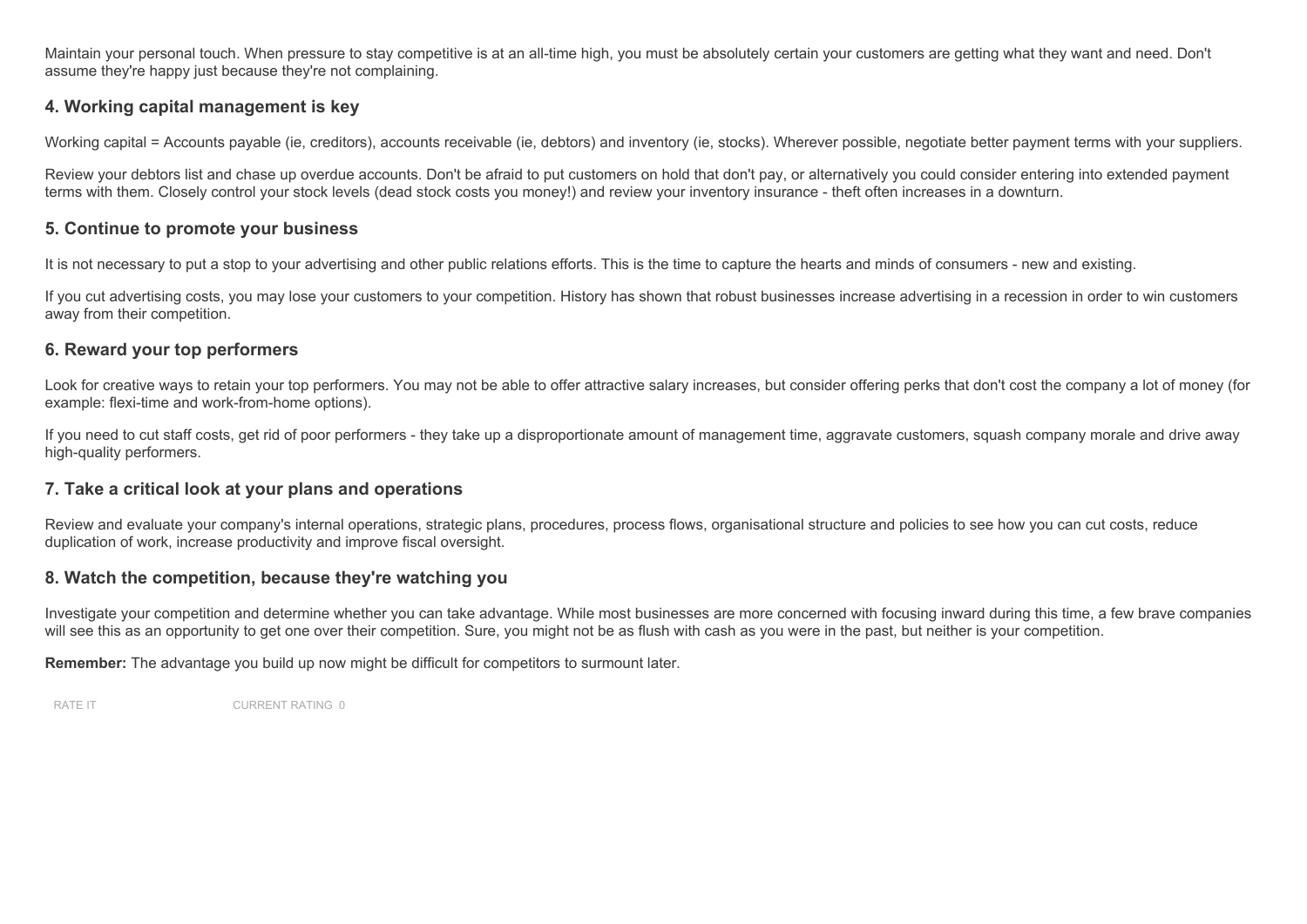Maintain your personal touch. When pressure to stay competitive is at an all-time high, you must be absolutely certain your customers are getting what they want and need. Don't assume they're happy just because they're not complaining.

### 4. Working capital management is key

Working capital = Accounts payable (ie, creditors), accounts receivable (ie, debtors) and inventory (ie, stocks). Wherever possible, negotiate better payment terms with your suppliers.

Review your debtors list and chase up overdue accounts. Don't be afraid to put customers on hold that don't pay, or alternatively you could consider entering into extended payment terms with them. Closely control your stock levels (dead stock costs you money!) and review your inventory insurance - theft often increases in a downturn.

### 5. Continue to promote your business

It is not necessary to put a stop to your advertising and other public relations efforts. This is the time to capture the hearts and minds of consumers - new and existing.

If you cut advertising costs, you may lose your customers to your competition. History has shown that robust businesses increase advertising in a recession in order to win customers away from their competition.

### 6. Reward your top performers

Look for creative ways to retain your top performers. You may not be able to offer attractive salary increases, but consider offering perks that don't cost the company a lot of money (for example: flexi-time and work-from-home options).

If you need to cut staff costs, get rid of poor performers - they take up a disproportionate amount of management time, aggravate customers, squash company morale and drive away high-quality performers.

### 7. Take a critical look at your plans and operations

Review and evaluate your company's internal operations, strategic plans, procedures, process flows, organisational structure and policies to see how you can cut costs, reduce duplication of work, increase productivity and improve fiscal oversight.

### 8. Watch the competition, because they're watching you

Investigate your competition and determine whether you can take advantage. While most businesses are more concerned with focusing inward during this time, a few brave companies will see this as an opportunity to get one over their competition. Sure, you might not be as flush with cash as you were in the past, but neither is your competition.

**Remember:** The advantage you build up now might be difficult for competitors to surmount later.

RATE IT CURRENT RATING 0